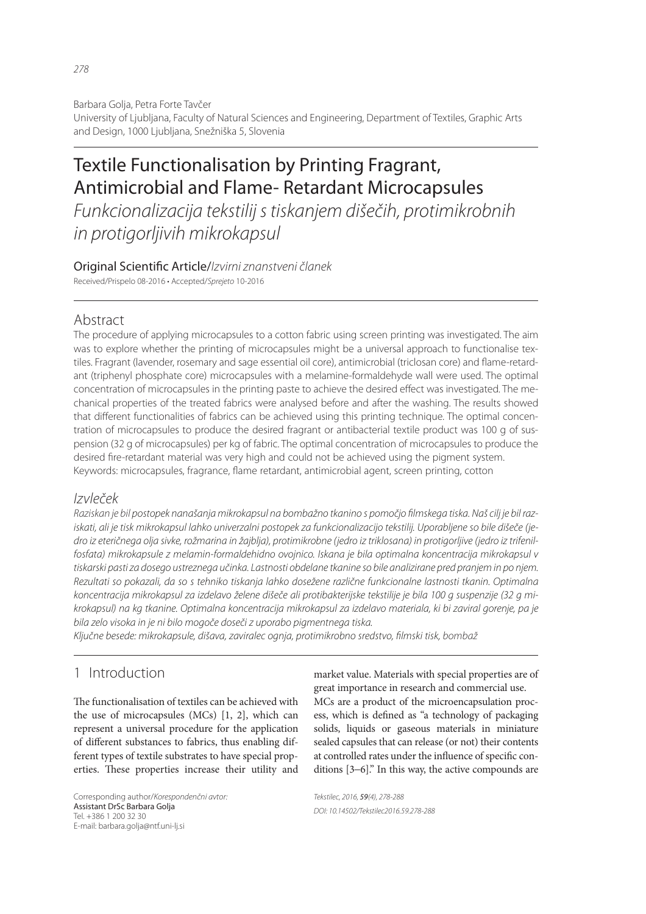Barbara Golja, Petra Forte Tavčer
University of Ljubljana, Faculty of Natural Sciences and Engineering, Department of Textiles, Graphic Arts and Design, 1000 Ljubljana, Snežniška 5, Slovenia

# Textile Functionalisation by Printing Fragrant, Antimicrobial and Flame- Retardant Microcapsules

*Funkcionalizacija tekstilij s tiskanjem dišečih, protimikrobnih in protigorljivih mikrokapsul*

Original Scientific Article/*Izvirni znanstveni članek*

Received/Prispelo 08-2016 • Accepted/*Sprejeto* 10-2016

## Abstract

The procedure of applying microcapsules to a cotton fabric using screen printing was investigated. The aim was to explore whether the printing of microcapsules might be a universal approach to functionalise textiles. Fragrant (lavender, rosemary and sage essential oil core), antimicrobial (triclosan core) and flame-retardant (triphenyl phosphate core) microcapsules with a melamine-formaldehyde wall were used. The optimal concentration of microcapsules in the printing paste to achieve the desired effect was investigated. The mechanical properties of the treated fabrics were analysed before and after the washing. The results showed that different functionalities of fabrics can be achieved using this printing technique. The optimal concentration of microcapsules to produce the desired fragrant or antibacterial textile product was 100 g of suspension (32 g of microcapsules) per kg of fabric. The optimal concentration of microcapsules to produce the desired fire-retardant material was very high and could not be achieved using the pigment system.

Keywords: microcapsules, fragrance, flame retardant, antimicrobial agent, screen printing, cotton

## *Izvleček*

*Raziskan je bil postopek nanašanja mikrokapsul na bombažno tkanino s pomočjo filmskega tiska. Naš cilj je bil raziskati, ali je tisk mikrokapsul lahko univerzalni postopek za funkcionalizacijo tekstilij. Uporabljene so bile dišeče (jedro iz eteričnega olja sivke, rožmarina in žajblja), protimikrobne (jedro iz triklosana) in protigorljive (jedro iz trifenilfosfata) mikrokapsule z melamin-formaldehidno ovojnico. Iskana je bila optimalna koncentracija mikrokapsul v tiskarski pasti za dosego ustreznega učinka. Lastnosti obdelane tkanine so bile analizirane pred pranjem in po njem. Rezultati so pokazali, da so s tehniko tiskanja lahko dosežene različne funkcionalne lastnosti tkanin. Optimalna koncentracija mikrokapsul za izdelavo želene dišeče ali protibakterijske tekstilije je bila 100 g suspenzije (32 g mikrokapsul) na kg tkanine. Optimalna koncentracija mikrokapsul za izdelavo materiala, ki bi zaviral gorenje, pa je bila zelo visoka in je ni bilo mogoče doseči z uporabo pigmentnega tiska.*

*Ključne besede: mikrokapsule, dišava, zaviralec ognja, protimikrobno sredstvo, filmski tisk, bombaž*

## 1 Introduction

The functionalisation of textiles can be achieved with the use of microcapsules (MCs) [1, 2], which can represent a universal procedure for the application of different substances to fabrics, thus enabling different types of textile substrates to have special properties. These properties increase their utility and market value. Materials with special properties are of great importance in research and commercial use.

MCs are a product of the microencapsulation process, which is defined as "a technology of packaging solids, liquids or gaseous materials in miniature sealed capsules that can release (or not) their contents at controlled rates under the influence of specific conditions [3–6]." In this way, the active compounds are

Corresponding author/*Korespondenčni avtor:*
Assistant DrSc Barbara Golja
Tel. +386 1 200 32 30
E-mail: barbara.golja@ntf.uni-lj.si

*DOI: 10.14502/Tekstilec2016.59.278-288*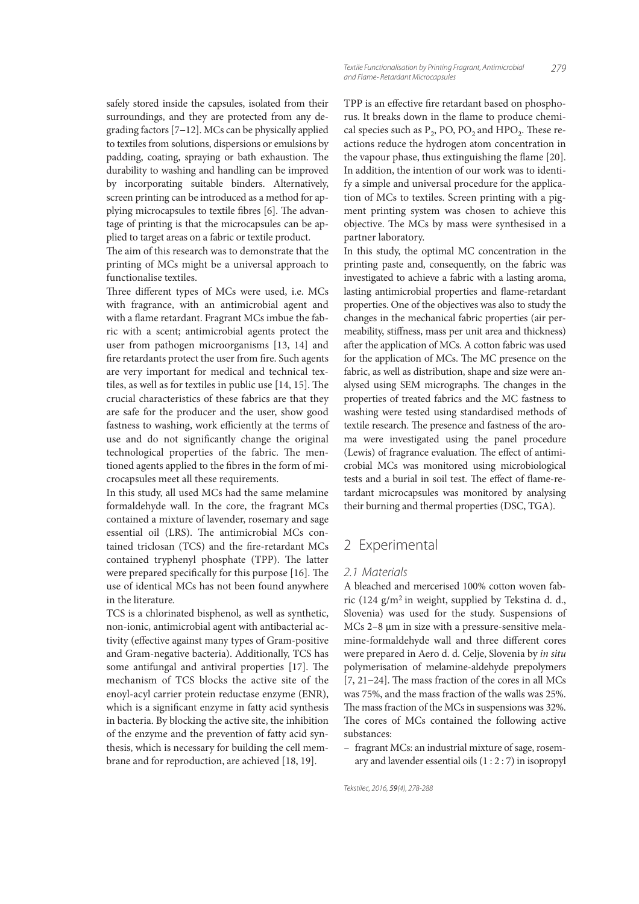safely stored inside the capsules, isolated from their surroundings, and they are protected from any degrading factors [7–12]. MCs can be physically applied to textiles from solutions, dispersions or emulsions by padding, coating, spraying or bath exhaustion. The durability to washing and handling can be improved by incorporating suitable binders. Alternatively, screen printing can be introduced as a method for applying microcapsules to textile fibres [6]. The advantage of printing is that the microcapsules can be applied to target areas on a fabric or textile product.

The aim of this research was to demonstrate that the printing of MCs might be a universal approach to functionalise textiles.

Three different types of MCs were used, i.e. MCs with fragrance, with an antimicrobial agent and with a flame retardant. Fragrant MCs imbue the fabric with a scent; antimicrobial agents protect the user from pathogen microorganisms [13, 14] and fire retardants protect the user from fire. Such agents are very important for medical and technical textiles, as well as for textiles in public use [14, 15]. The crucial characteristics of these fabrics are that they are safe for the producer and the user, show good fastness to washing, work efficiently at the terms of use and do not significantly change the original technological properties of the fabric. The mentioned agents applied to the fibres in the form of microcapsules meet all these requirements.

In this study, all used MCs had the same melamine formaldehyde wall. In the core, the fragrant MCs contained a mixture of lavender, rosemary and sage essential oil (LRS). The antimicrobial MCs contained triclosan (TCS) and the fire-retardant MCs contained tryphenyl phosphate (TPP). The latter were prepared specifically for this purpose [16]. The use of identical MCs has not been found anywhere in the literature.

TCS is a chlorinated bisphenol, as well as synthetic, non-ionic, antimicrobial agent with antibacterial activity (effective against many types of Gram-positive and Gram-negative bacteria). Additionally, TCS has some antifungal and antiviral properties [17]. The mechanism of TCS blocks the active site of the enoyl-acyl carrier protein reductase enzyme (ENR), which is a significant enzyme in fatty acid synthesis in bacteria. By blocking the active site, the inhibition of the enzyme and the prevention of fatty acid synthesis, which is necessary for building the cell membrane and for reproduction, are achieved [18, 19].

TPP is an effective fire retardant based on phosphorus. It breaks down in the flame to produce chemical species such as $P_2$, PO, $PO_2$ and $HPO_2$. These reactions reduce the hydrogen atom concentration in the vapour phase, thus extinguishing the flame [20]. In addition, the intention of our work was to identify a simple and universal procedure for the application of MCs to textiles. Screen printing with a pigment printing system was chosen to achieve this objective. The MCs by mass were synthesised in a partner laboratory.

In this study, the optimal MC concentration in the printing paste and, consequently, on the fabric was investigated to achieve a fabric with a lasting aroma, lasting antimicrobial properties and flame-retardant properties. One of the objectives was also to study the changes in the mechanical fabric properties (air permeability, stiffness, mass per unit area and thickness) after the application of MCs. A cotton fabric was used for the application of MCs. The MC presence on the fabric, as well as distribution, shape and size were analysed using SEM micrographs. The changes in the properties of treated fabrics and the MC fastness to washing were tested using standardised methods of textile research. The presence and fastness of the aroma were investigated using the panel procedure (Lewis) of fragrance evaluation. The effect of antimicrobial MCs was monitored using microbiological tests and a burial in soil test. The effect of flame-retardant microcapsules was monitored by analysing their burning and thermal properties (DSC, TGA).

## 2 Experimental

### 2.1 Materials

A bleached and mercerised 100% cotton woven fabric (124 g/m$^2$ in weight, supplied by Tekstina d. d., Slovenia) was used for the study. Suspensions of MCs 2–8 μm in size with a pressure-sensitive melamine-formaldehyde wall and three different cores were prepared in Aero d. d. Celje, Slovenia by *in situ* polymerisation of melamine-aldehyde prepolymers [7, 21–24]. The mass fraction of the cores in all MCs was 75%, and the mass fraction of the walls was 25%. The mass fraction of the MCs in suspensions was 32%. The cores of MCs contained the following active substances:

- fragrant MCs: an industrial mixture of sage, rosemary and lavender essential oils (1 : 2 : 7) in isopropyl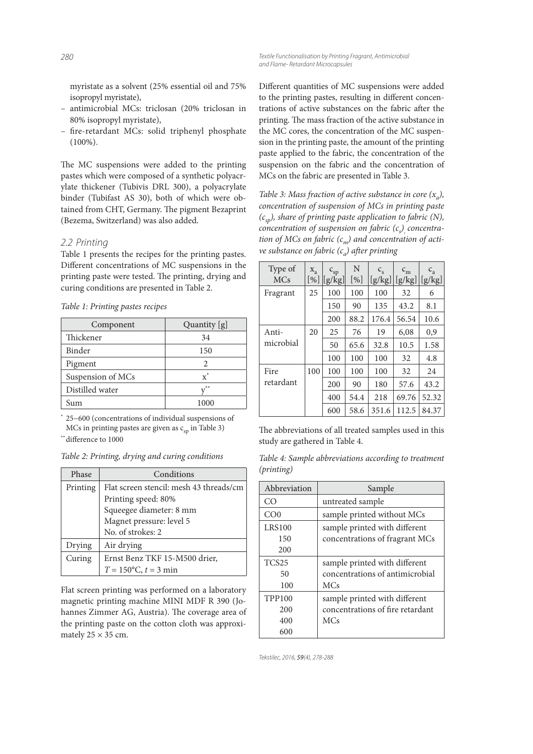myristate as a solvent (25% essential oil and 75% isopropyl myristate),
- antimicrobial MCs: triclosan (20% triclosan in 80% isopropyl myristate),
- fire-retardant MCs: solid triphenyl phosphate (100%).

The MC suspensions were added to the printing pastes which were composed of a synthetic polyacrylate thickener (Tubivis DRL 300), a polyacrylate binder (Tubifast AS 30), both of which were obtained from CHT, Germany. The pigment Bezaprint (Bezema, Switzerland) was also added.

### 2.2 Printing

Table 1 presents the recipes for the printing pastes. Different concentrations of MC suspensions in the printing paste were tested. The printing, drying and curing conditions are presented in Table 2.

*Table 1: Printing pastes recipes*

| Component | Quantity [g] |
|---|---|
| Thickener | 34 |
| Binder | 150 |
| Pigment | 2 |
| Suspension of MCs | x* |
| Distilled water | y** |
| Sum | 1000 |

* 25–600 (concentrations of individual suspensions of MCs in printing pastes are given as $c_{sp}$ in Table 3)
** difference to 1000

*Table 2: Printing, drying and curing conditions*

| Phase | Conditions |
|---|---|
| Printing | Flat screen stencil: mesh 43 threads/cm<br>Printing speed: 80%<br>Squeegee diameter: 8 mm<br>Magnet pressure: level 5<br>No. of strokes: 2 |
| Drying | Air drying |
| Curing | Ernst Benz TKF 15-M500 drier,<br>$T = 150°C$, $t = 3$ min |

Flat screen printing was performed on a laboratory magnetic printing machine MINI MDF R 390 (Johannes Zimmer AG, Austria). The coverage area of the printing paste on the cotton cloth was approximately 25 × 35 cm.

Different quantities of MC suspensions were added to the printing pastes, resulting in different concentrations of active substances on the fabric after the printing. The mass fraction of the active substance in the MC cores, the concentration of the MC suspension in the printing paste, the amount of the printing paste applied to the fabric, the concentration of the suspension on the fabric and the concentration of MCs on the fabric are presented in Table 3.

*Table 3: Mass fraction of active substance in core ($x_a$), concentration of suspension of MCs in printing paste ($c_{sp}$), share of printing paste application to fabric (N), concentration of suspension on fabric ($c_s$) concentration of MCs on fabric ($c_m$) and concentration of active substance on fabric ($c_a$) after printing*

| Type of MCs | $x_a$ [%] | $c_{sp}$ [g/kg] | N [%] | $c_s$ [g/kg] | $c_m$ [g/kg] | $c_a$ [g/kg] |
|---|---|---|---|---|---|---|
| Fragrant | 25 | 100 | 100 | 100 | 32 | 6 |
| | | 150 | 90 | 135 | 43.2 | 8.1 |
| | | 200 | 88.2 | 176.4 | 56.54 | 10.6 |
| Anti-microbial | 20 | 25 | 76 | 19 | 6,08 | 0,9 |
| | | 50 | 65.6 | 32.8 | 10.5 | 1.58 |
| | | 100 | 100 | 100 | 32 | 4.8 |
| Fire retardant | 100 | 100 | 100 | 100 | 32 | 24 |
| | | 200 | 90 | 180 | 57.6 | 43.2 |
| | | 400 | 54.4 | 218 | 69.76 | 52.32 |
| | | 600 | 58.6 | 351.6 | 112.5 | 84.37 |

The abbreviations of all treated samples used in this study are gathered in Table 4.

*Table 4: Sample abbreviations according to treatment (printing)*

| Abbreviation | Sample |
|---|---|
| CO | untreated sample |
| CO0 | sample printed without MCs |
| LRS100<br>150<br>200 | sample printed with different concentrations of fragrant MCs |
| TCS25<br>50<br>100 | sample printed with different concentrations of antimicrobial MCs |
| TPP100<br>200<br>400<br>600 | sample printed with different concentrations of fire retardant MCs |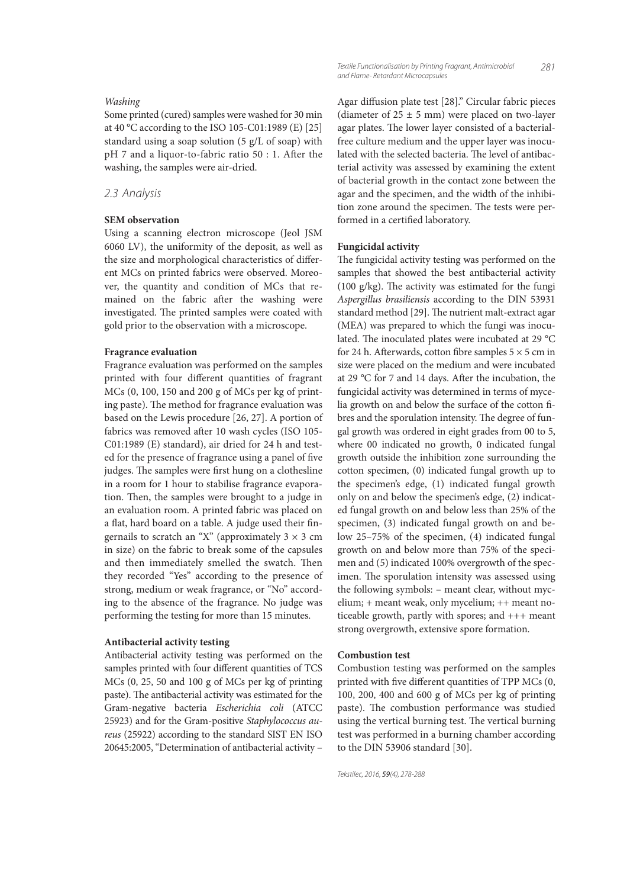*Washing*

Some printed (cured) samples were washed for 30 min at 40 °C according to the ISO 105-C01:1989 (E) [25] standard using a soap solution (5 g/L of soap) with pH 7 and a liquor-to-fabric ratio 50 : 1. After the washing, the samples were air-dried.

## 2.3 Analysis

**SEM observation**

Using a scanning electron microscope (Jeol JSM 6060 LV), the uniformity of the deposit, as well as the size and morphological characteristics of different MCs on printed fabrics were observed. Moreover, the quantity and condition of MCs that remained on the fabric after the washing were investigated. The printed samples were coated with gold prior to the observation with a microscope.

**Fragrance evaluation**

Fragrance evaluation was performed on the samples printed with four different quantities of fragrant MCs (0, 100, 150 and 200 g of MCs per kg of printing paste). The method for fragrance evaluation was based on the Lewis procedure [26, 27]. A portion of fabrics was removed after 10 wash cycles (ISO 105-C01:1989 (E) standard), air dried for 24 h and tested for the presence of fragrance using a panel of five judges. The samples were first hung on a clothesline in a room for 1 hour to stabilise fragrance evaporation. Then, the samples were brought to a judge in an evaluation room. A printed fabric was placed on a flat, hard board on a table. A judge used their fingernails to scratch an "X" (approximately $3 \times 3$ cm in size) on the fabric to break some of the capsules and then immediately smelled the swatch. Then they recorded "Yes" according to the presence of strong, medium or weak fragrance, or "No" according to the absence of the fragrance. No judge was performing the testing for more than 15 minutes.

**Antibacterial activity testing**

Antibacterial activity testing was performed on the samples printed with four different quantities of TCS MCs (0, 25, 50 and 100 g of MCs per kg of printing paste). The antibacterial activity was estimated for the Gram-negative bacteria *Escherichia coli* (ATCC 25923) and for the Gram-positive *Staphylococcus aureus* (25922) according to the standard SIST EN ISO 20645:2005, "Determination of antibacterial activity – Agar diffusion plate test [28]." Circular fabric pieces (diameter of $25 \pm 5$ mm) were placed on two-layer agar plates. The lower layer consisted of a bacterial-free culture medium and the upper layer was inoculated with the selected bacteria. The level of antibacterial activity was assessed by examining the extent of bacterial growth in the contact zone between the agar and the specimen, and the width of the inhibition zone around the specimen. The tests were performed in a certified laboratory.

**Fungicidal activity**

The fungicidal activity testing was performed on the samples that showed the best antibacterial activity (100 g/kg). The activity was estimated for the fungi *Aspergillus brasiliensis* according to the DIN 53931 standard method [29]. The nutrient malt-extract agar (MEA) was prepared to which the fungi was inoculated. The inoculated plates were incubated at 29 °C for 24 h. Afterwards, cotton fibre samples $5 \times 5$ cm in size were placed on the medium and were incubated at 29 °C for 7 and 14 days. After the incubation, the fungicidal activity was determined in terms of mycelia growth on and below the surface of the cotton fibres and the sporulation intensity. The degree of fungal growth was ordered in eight grades from 00 to 5, where 00 indicated no growth, 0 indicated fungal growth outside the inhibition zone surrounding the cotton specimen, (0) indicated fungal growth up to the specimen's edge, (1) indicated fungal growth only on and below the specimen's edge, (2) indicated fungal growth on and below less than 25% of the specimen, (3) indicated fungal growth on and below 25–75% of the specimen, (4) indicated fungal growth on and below more than 75% of the specimen and (5) indicated 100% overgrowth of the specimen. The sporulation intensity was assessed using the following symbols: – meant clear, without mycelium; + meant weak, only mycelium; ++ meant noticeable growth, partly with spores; and +++ meant strong overgrowth, extensive spore formation.

**Combustion test**

Combustion testing was performed on the samples printed with five different quantities of TPP MCs (0, 100, 200, 400 and 600 g of MCs per kg of printing paste). The combustion performance was studied using the vertical burning test. The vertical burning test was performed in a burning chamber according to the DIN 53906 standard [30].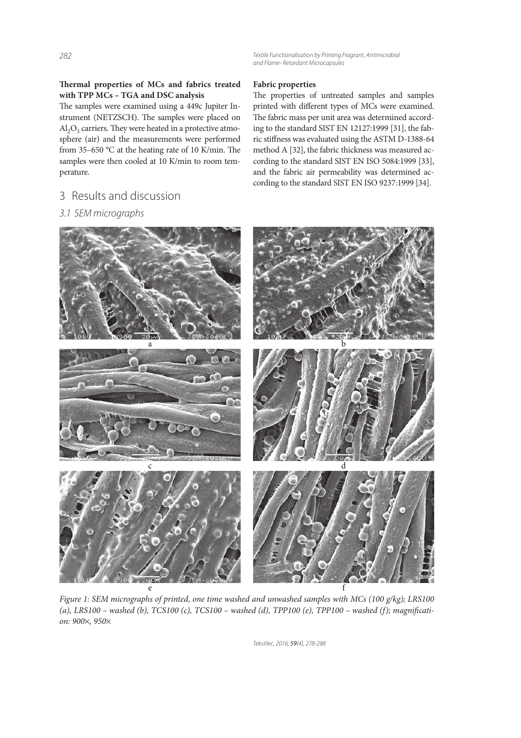**Thermal properties of MCs and fabrics treated with TPP MCs – TGA and DSC analysis**

The samples were examined using a 449c Jupiter Instrument (NETZSCH). The samples were placed on $Al_2O_3$ carriers. They were heated in a protective atmosphere (air) and the measurements were performed from 35–650 °C at the heating rate of 10 K/min. The samples were then cooled at 10 K/min to room temperature.

**Fabric properties**

The properties of untreated samples and samples printed with different types of MCs were examined. The fabric mass per unit area was determined according to the standard SIST EN 12127:1999 [31], the fabric stiffness was evaluated using the ASTM D-1388-64 method A [32], the fabric thickness was measured according to the standard SIST EN ISO 5084:1999 [33], and the fabric air permeability was determined according to the standard SIST EN ISO 9237:1999 [34].

# 3 Results and discussion

## 3.1 SEM micrographs

*Figure 1: SEM micrographs of printed, one time washed and unwashed samples with MCs (100 g/kg); LRS100 (a), LRS100 – washed (b), TCS100 (c), TCS100 – washed (d), TPP100 (e), TPP100 – washed (f); magnification: 900×, 950×*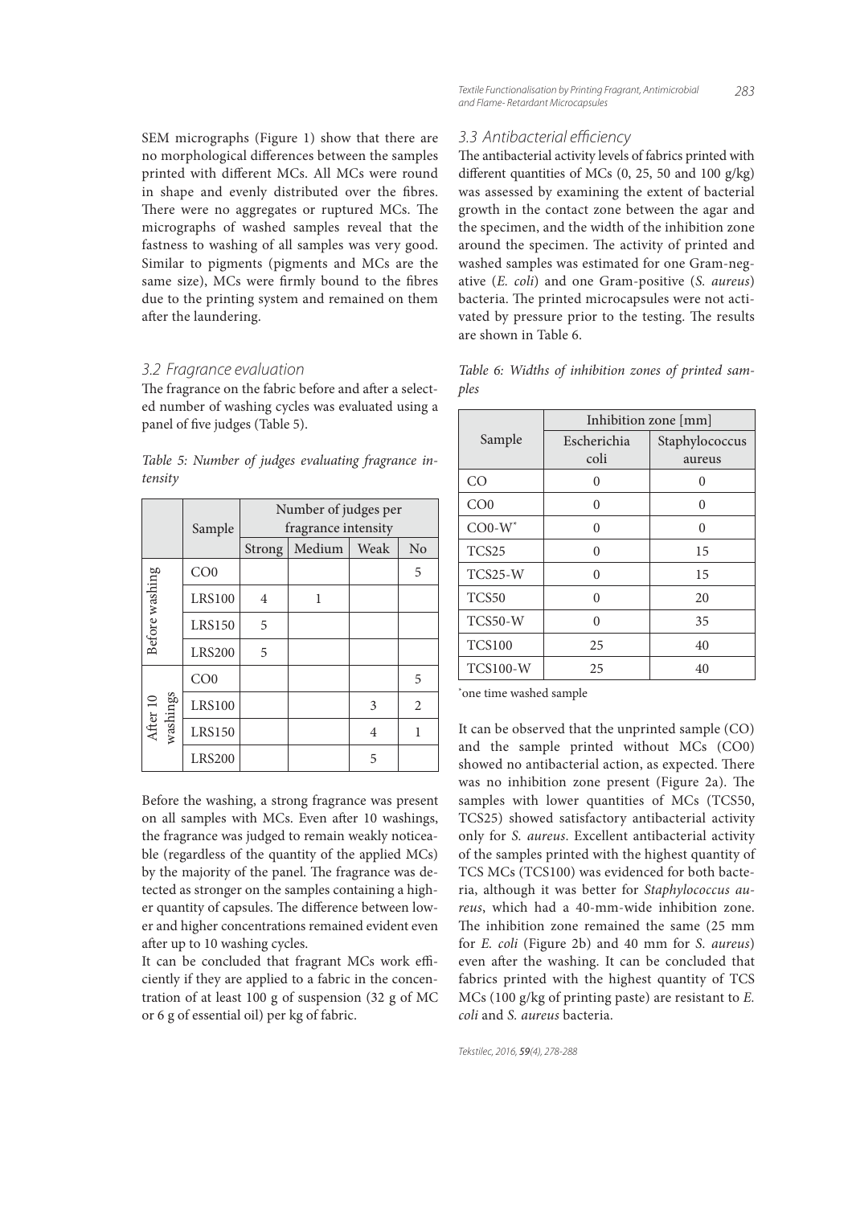SEM micrographs (Figure 1) show that there are no morphological differences between the samples printed with different MCs. All MCs were round in shape and evenly distributed over the fibres. There were no aggregates or ruptured MCs. The micrographs of washed samples reveal that the fastness to washing of all samples was very good. Similar to pigments (pigments and MCs are the same size), MCs were firmly bound to the fibres due to the printing system and remained on them after the laundering.

### 3.2 Fragrance evaluation

The fragrance on the fabric before and after a selected number of washing cycles was evaluated using a panel of five judges (Table 5).

*Table 5: Number of judges evaluating fragrance intensity*

| | Sample | Number of judges per fragrance intensity | | | |
|---|---|---|---|---|---|
| | | Strong | Medium | Weak | No |
| Before washing | CO0 | | | | 5 |
| | LRS100 | 4 | 1 | | |
| | LRS150 | 5 | | | |
| | LRS200 | 5 | | | |
| After 10 washings | CO0 | | | | 5 |
| | LRS100 | | | 3 | 2 |
| | LRS150 | | | 4 | 1 |
| | LRS200 | | | 5 | |

Before the washing, a strong fragrance was present on all samples with MCs. Even after 10 washings, the fragrance was judged to remain weakly noticeable (regardless of the quantity of the applied MCs) by the majority of the panel. The fragrance was detected as stronger on the samples containing a higher quantity of capsules. The difference between lower and higher concentrations remained evident even after up to 10 washing cycles.

It can be concluded that fragrant MCs work efficiently if they are applied to a fabric in the concentration of at least 100 g of suspension (32 g of MC or 6 g of essential oil) per kg of fabric.

### 3.3 Antibacterial efficiency

The antibacterial activity levels of fabrics printed with different quantities of MCs (0, 25, 50 and 100 g/kg) was assessed by examining the extent of bacterial growth in the contact zone between the agar and the specimen, and the width of the inhibition zone around the specimen. The activity of printed and washed samples was estimated for one Gram-negative (*E. coli*) and one Gram-positive (*S. aureus*) bacteria. The printed microcapsules were not activated by pressure prior to the testing. The results are shown in Table 6.

*Table 6: Widths of inhibition zones of printed samples*

| Sample | Inhibition zone [mm] | |
|---|---|---|
| | Escherichia coli | Staphylococcus aureus |
| CO | 0 | 0 |
| CO0 | 0 | 0 |
| CO0-W* | 0 | 0 |
| TCS25 | 0 | 15 |
| TCS25-W | 0 | 15 |
| TCS50 | 0 | 20 |
| TCS50-W | 0 | 35 |
| TCS100 | 25 | 40 |
| TCS100-W | 25 | 40 |

*one time washed sample

It can be observed that the unprinted sample (CO) and the sample printed without MCs (CO0) showed no antibacterial action, as expected. There was no inhibition zone present (Figure 2a). The samples with lower quantities of MCs (TCS50, TCS25) showed satisfactory antibacterial activity only for *S. aureus*. Excellent antibacterial activity of the samples printed with the highest quantity of TCS MCs (TCS100) was evidenced for both bacteria, although it was better for *Staphylococcus aureus*, which had a 40-mm-wide inhibition zone. The inhibition zone remained the same (25 mm for *E. coli* (Figure 2b) and 40 mm for *S. aureus*) even after the washing. It can be concluded that fabrics printed with the highest quantity of TCS MCs (100 g/kg of printing paste) are resistant to *E. coli* and *S. aureus* bacteria.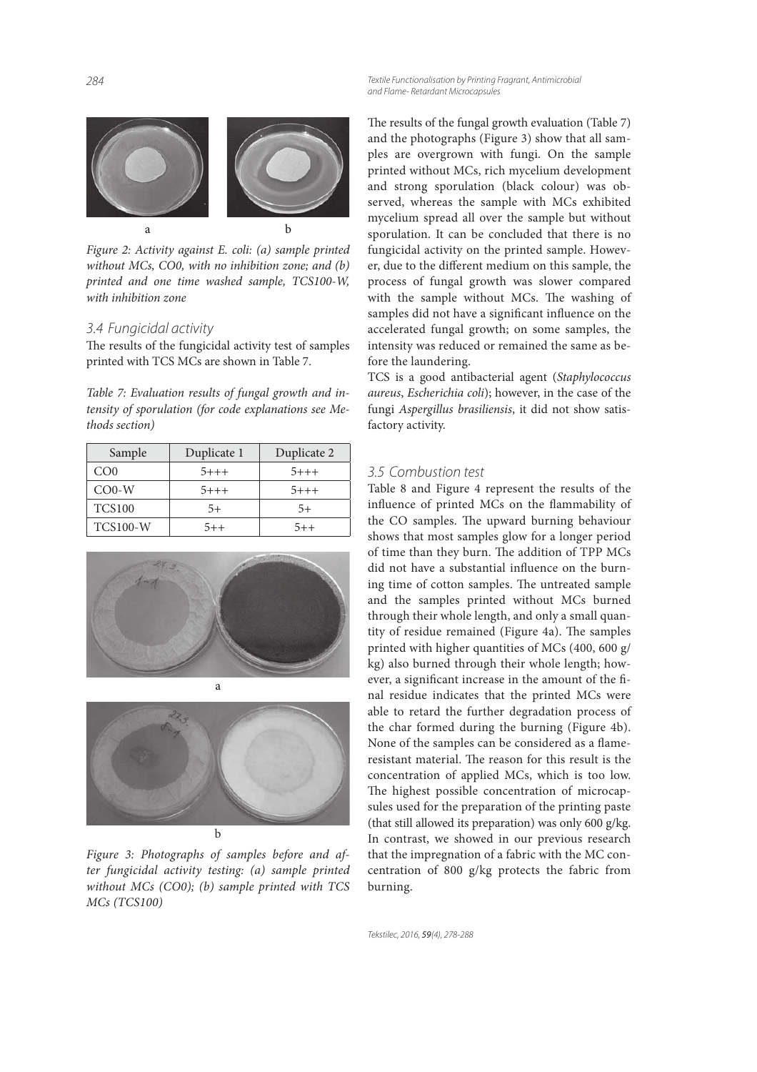*Figure 2: Activity against E. coli: (a) sample printed without MCs, CO0, with no inhibition zone; and (b) printed and one time washed sample, TCS100-W, with inhibition zone*

### 3.4 Fungicidal activity

The results of the fungicidal activity test of samples printed with TCS MCs are shown in Table 7.

*Table 7: Evaluation results of fungal growth and intensity of sporulation (for code explanations see Methods section)*

| Sample | Duplicate 1 | Duplicate 2 |
|---|---|---|
| CO0 | 5+++ | 5+++ |
| CO0-W | 5+++ | 5+++ |
| TCS100 | 5+ | 5+ |
| TCS100-W | 5++ | 5++ |

*Figure 3: Photographs of samples before and after fungicidal activity testing: (a) sample printed without MCs (CO0); (b) sample printed with TCS MCs (TCS100)*

The results of the fungal growth evaluation (Table 7) and the photographs (Figure 3) show that all samples are overgrown with fungi. On the sample printed without MCs, rich mycelium development and strong sporulation (black colour) was observed, whereas the sample with MCs exhibited mycelium spread all over the sample but without sporulation. It can be concluded that there is no fungicidal activity on the printed sample. However, due to the different medium on this sample, the process of fungal growth was slower compared with the sample without MCs. The washing of samples did not have a significant influence on the accelerated fungal growth; on some samples, the intensity was reduced or remained the same as before the laundering.

TCS is a good antibacterial agent (*Staphylococcus aureus*, *Escherichia coli*); however, in the case of the fungi *Aspergillus brasiliensis*, it did not show satisfactory activity.

### 3.5 Combustion test

Table 8 and Figure 4 represent the results of the influence of printed MCs on the flammability of the CO samples. The upward burning behaviour shows that most samples glow for a longer period of time than they burn. The addition of TPP MCs did not have a substantial influence on the burning time of cotton samples. The untreated sample and the samples printed without MCs burned through their whole length, and only a small quantity of residue remained (Figure 4a). The samples printed with higher quantities of MCs (400, 600 g/kg) also burned through their whole length; however, a significant increase in the amount of the final residue indicates that the printed MCs were able to retard the further degradation process of the char formed during the burning (Figure 4b). None of the samples can be considered as a flame-resistant material. The reason for this result is the concentration of applied MCs, which is too low. The highest possible concentration of microcapsules used for the preparation of the printing paste (that still allowed its preparation) was only 600 g/kg. In contrast, we showed in our previous research that the impregnation of a fabric with the MC concentration of 800 g/kg protects the fabric from burning.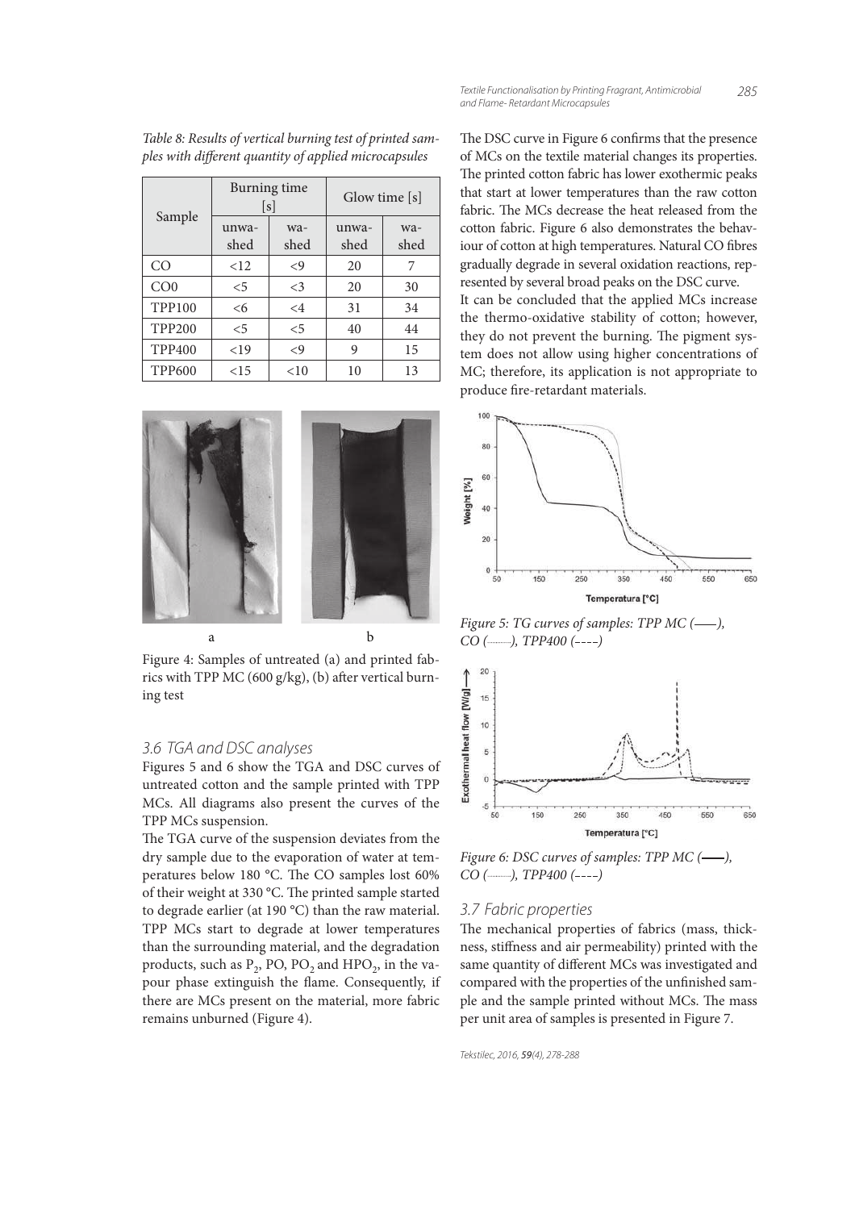*Table 8: Results of vertical burning test of printed samples with different quantity of applied microcapsules*

| Sample | Burning time [s] | | Glow time [s] | |
|---|---|---|---|---|
| | unwashed | washed | unwashed | washed |
| CO | <12 | <9 | 20 | 7 |
| CO0 | <5 | <3 | 20 | 30 |
| TPP100 | <6 | <4 | 31 | 34 |
| TPP200 | <5 | <5 | 40 | 44 |
| TPP400 | <19 | <9 | 9 | 15 |
| TPP600 | <15 | <10 | 10 | 13 |

Figure 4: Samples of untreated (a) and printed fabrics with TPP MC (600 g/kg), (b) after vertical burning test

### 3.6 TGA and DSC analyses

Figures 5 and 6 show the TGA and DSC curves of untreated cotton and the sample printed with TPP MCs. All diagrams also present the curves of the TPP MCs suspension.

The TGA curve of the suspension deviates from the dry sample due to the evaporation of water at temperatures below 180 °C. The CO samples lost 60% of their weight at 330 °C. The printed sample started to degrade earlier (at 190 °C) than the raw material. TPP MCs start to degrade at lower temperatures than the surrounding material, and the degradation products, such as $P_2$, PO, $PO_2$ and $HPO_2$, in the vapour phase extinguish the flame. Consequently, if there are MCs present on the material, more fabric remains unburned (Figure 4).

The DSC curve in Figure 6 confirms that the presence of MCs on the textile material changes its properties. The printed cotton fabric has lower exothermic peaks that start at lower temperatures than the raw cotton fabric. The MCs decrease the heat released from the cotton fabric. Figure 6 also demonstrates the behaviour of cotton at high temperatures. Natural CO fibres gradually degrade in several oxidation reactions, represented by several broad peaks on the DSC curve.

It can be concluded that the applied MCs increase the thermo-oxidative stability of cotton; however, they do not prevent the burning. The pigment system does not allow using higher concentrations of MC; therefore, its application is not appropriate to produce fire-retardant materials.

*Figure 5: TG curves of samples: TPP MC (——), CO (·········), TPP400 (– – – –)*

*Figure 6: DSC curves of samples: TPP MC (——), CO (·········), TPP400 (– – – –)*

### 3.7 Fabric properties

The mechanical properties of fabrics (mass, thickness, stiffness and air permeability) printed with the same quantity of different MCs was investigated and compared with the properties of the unfinished sample and the sample printed without MCs. The mass per unit area of samples is presented in Figure 7.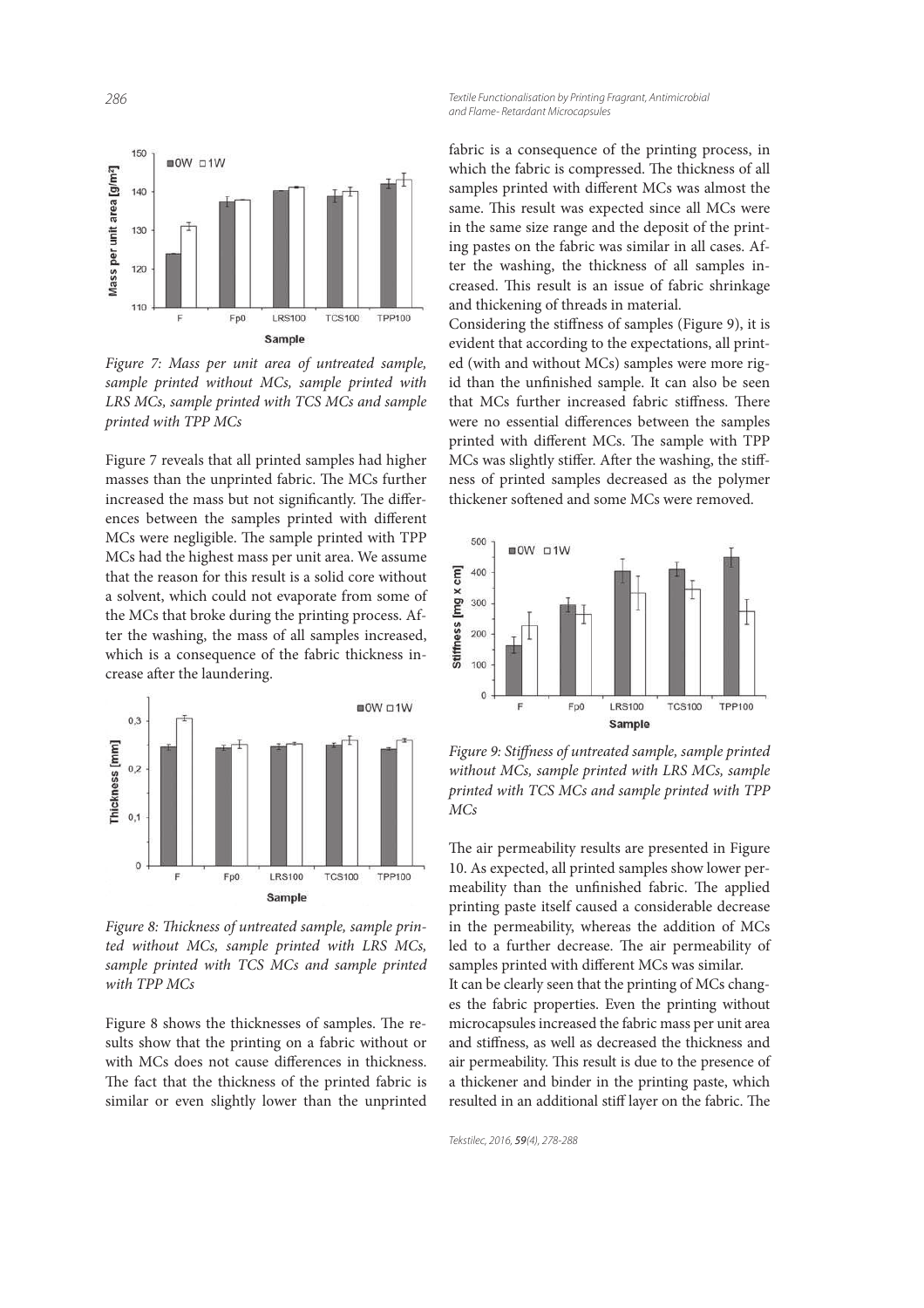*Figure 7: Mass per unit area of untreated sample, sample printed without MCs, sample printed with LRS MCs, sample printed with TCS MCs and sample printed with TPP MCs*

Figure 7 reveals that all printed samples had higher masses than the unprinted fabric. The MCs further increased the mass but not significantly. The differences between the samples printed with different MCs were negligible. The sample printed with TPP MCs had the highest mass per unit area. We assume that the reason for this result is a solid core without a solvent, which could not evaporate from some of the MCs that broke during the printing process. After the washing, the mass of all samples increased, which is a consequence of the fabric thickness increase after the laundering.

*Figure 8: Thickness of untreated sample, sample printed without MCs, sample printed with LRS MCs, sample printed with TCS MCs and sample printed with TPP MCs*

Figure 8 shows the thicknesses of samples. The results show that the printing on a fabric without or with MCs does not cause differences in thickness. The fact that the thickness of the printed fabric is similar or even slightly lower than the unprinted fabric is a consequence of the printing process, in which the fabric is compressed. The thickness of all samples printed with different MCs was almost the same. This result was expected since all MCs were in the same size range and the deposit of the printing pastes on the fabric was similar in all cases. After the washing, the thickness of all samples increased. This result is an issue of fabric shrinkage and thickening of threads in material.

Considering the stiffness of samples (Figure 9), it is evident that according to the expectations, all printed (with and without MCs) samples were more rigid than the unfinished sample. It can also be seen that MCs further increased fabric stiffness. There were no essential differences between the samples printed with different MCs. The sample with TPP MCs was slightly stiffer. After the washing, the stiffness of printed samples decreased as the polymer thickener softened and some MCs were removed.

*Figure 9: Stiffness of untreated sample, sample printed without MCs, sample printed with LRS MCs, sample printed with TCS MCs and sample printed with TPP MCs*

The air permeability results are presented in Figure 10. As expected, all printed samples show lower permeability than the unfinished fabric. The applied printing paste itself caused a considerable decrease in the permeability, whereas the addition of MCs led to a further decrease. The air permeability of samples printed with different MCs was similar.

It can be clearly seen that the printing of MCs changes the fabric properties. Even the printing without microcapsules increased the fabric mass per unit area and stiffness, as well as decreased the thickness and air permeability. This result is due to the presence of a thickener and binder in the printing paste, which resulted in an additional stiff layer on the fabric. The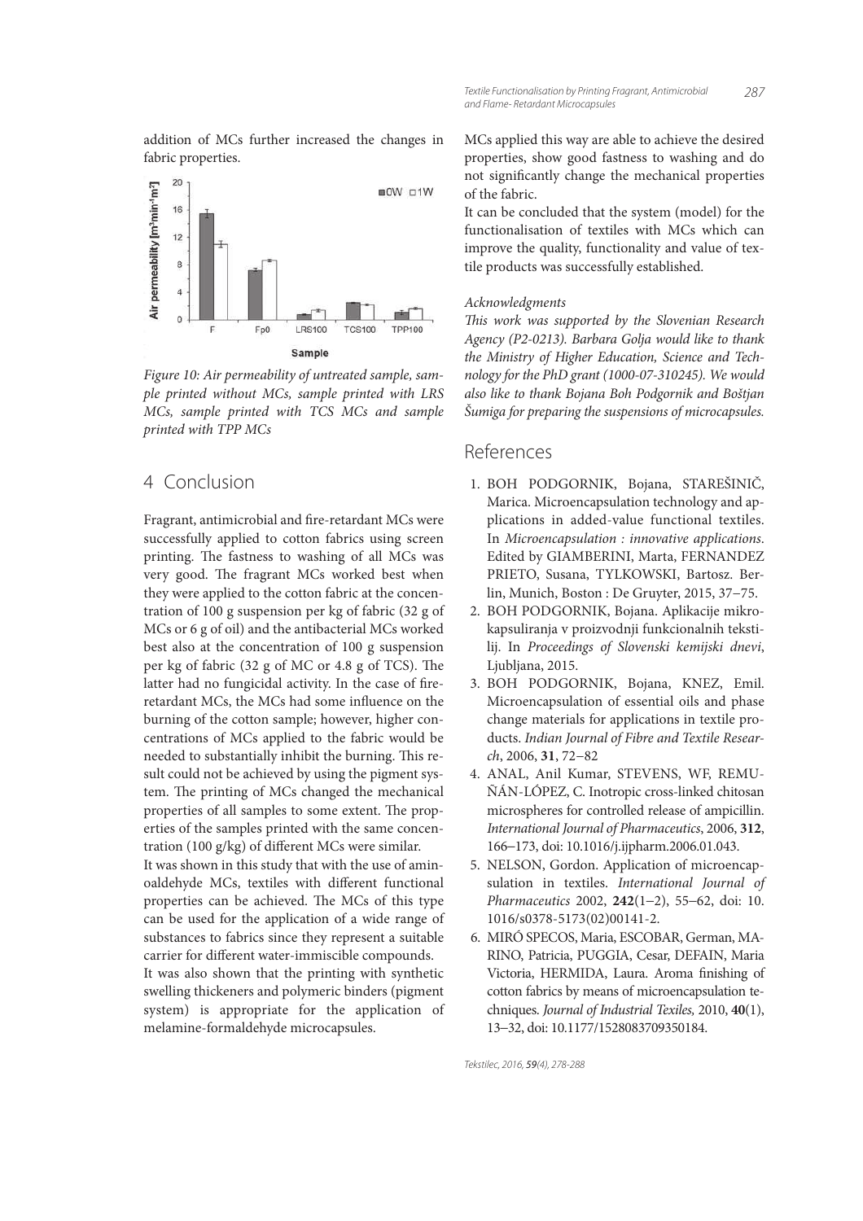addition of MCs further increased the changes in fabric properties.

Figure 10: Air permeability of untreated sample, sample printed without MCs, sample printed with LRS MCs, sample printed with TCS MCs and sample printed with TPP MCs

## 4 Conclusion

Fragrant, antimicrobial and fire-retardant MCs were successfully applied to cotton fabrics using screen printing. The fastness to washing of all MCs was very good. The fragrant MCs worked best when they were applied to the cotton fabric at the concentration of 100 g suspension per kg of fabric (32 g of MCs or 6 g of oil) and the antibacterial MCs worked best also at the concentration of 100 g suspension per kg of fabric (32 g of MC or 4.8 g of TCS). The latter had no fungicidal activity. In the case of fire-retardant MCs, the MCs had some influence on the burning of the cotton sample; however, higher concentrations of MCs applied to the fabric would be needed to substantially inhibit the burning. This result could not be achieved by using the pigment system. The printing of MCs changed the mechanical properties of all samples to some extent. The properties of the samples printed with the same concentration (100 g/kg) of different MCs were similar.

It was shown in this study that with the use of aminoaldehyde MCs, textiles with different functional properties can be achieved. The MCs of this type can be used for the application of a wide range of substances to fabrics since they represent a suitable carrier for different water-immiscible compounds.

It was also shown that the printing with synthetic swelling thickeners and polymeric binders (pigment system) is appropriate for the application of melamine-formaldehyde microcapsules. MCs applied this way are able to achieve the desired properties, show good fastness to washing and do not significantly change the mechanical properties of the fabric.

It can be concluded that the system (model) for the functionalisation of textiles with MCs which can improve the quality, functionality and value of textile products was successfully established.

### Acknowledgments

*This work was supported by the Slovenian Research Agency (P2-0213). Barbara Golja would like to thank the Ministry of Higher Education, Science and Technology for the PhD grant (1000-07-310245). We would also like to thank Bojana Boh Podgornik and Boštjan Šumiga for preparing the suspensions of microcapsules.*

## References

1. BOH PODGORNIK, Bojana, STAREŠINIČ, Marica. Microencapsulation technology and applications in added-value functional textiles. In *Microencapsulation : innovative applications*. Edited by GIAMBERINI, Marta, FERNANDEZ PRIETO, Susana, TYLKOWSKI, Bartosz. Berlin, Munich, Boston : De Gruyter, 2015, 37−75.
2. BOH PODGORNIK, Bojana. Aplikacije mikrokapsuliranja v proizvodnji funkcionalnih tekstilij. In *Proceedings of Slovenski kemijski dnevi*, Ljubljana, 2015.
3. BOH PODGORNIK, Bojana, KNEZ, Emil. Microencapsulation of essential oils and phase change materials for applications in textile products. *Indian Journal of Fibre and Textile Research*, 2006, **31**, 72−82
4. ANAL, Anil Kumar, STEVENS, WF, REMUÑÁN-LÓPEZ, C. Inotropic cross-linked chitosan microspheres for controlled release of ampicillin. *International Journal of Pharmaceutics*, 2006, **312**, 166–173, doi: 10.1016/j.ijpharm.2006.01.043.
5. NELSON, Gordon. Application of microencapsulation in textiles. *International Journal of Pharmaceutics* 2002, **242**(1−2), 55–62, doi: 10.1016/s0378-5173(02)00141-2.
6. MIRÓ SPECOS, Maria, ESCOBAR, German, MARINO, Patricia, PUGGIA, Cesar, DEFAIN, Maria Victoria, HERMIDA, Laura. Aroma finishing of cotton fabrics by means of microencapsulation techniques. *Journal of Industrial Texiles,* 2010, **40**(1), 13–32, doi: 10.1177/1528083709350184.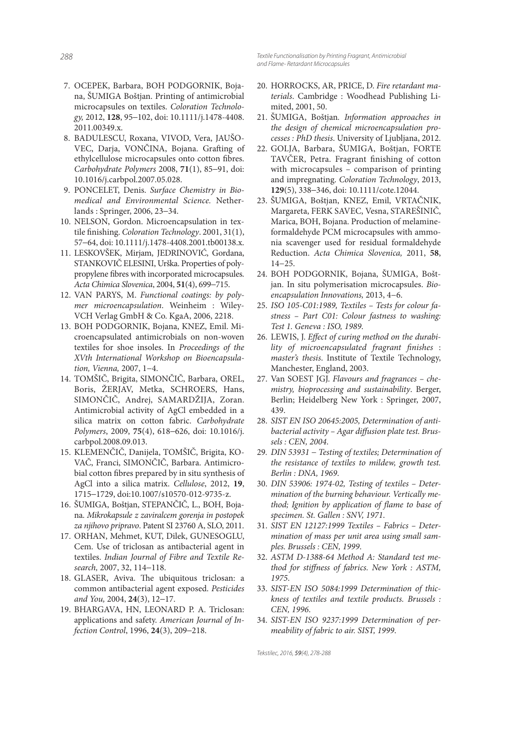7. OCEPEK, Barbara, BOH PODGORNIK, Bojana, ŠUMIGA Boštjan. Printing of antimicrobial microcapsules on textiles. *Coloration Technology,* 2012, **128**, 95–102, doi: 10.1111/j.1478-4408.2011.00349.x.
8. BADULESCU, Roxana, VIVOD, Vera, JAUŠOVEC, Darja, VONČINA, Bojana. Grafting of ethylcellulose microcapsules onto cotton fibres. *Carbohydrate Polymers* 2008, **71**(1), 85–91, doi: 10.1016/j.carbpol.2007.05.028.
9. PONCELET, Denis. *Surface Chemistry in Biomedical and Environmental Science.* Netherlands : Springer, 2006, 23–34.
10. NELSON, Gordon. Microencapsulation in textile finishing. *Coloration Technology*. 2001, 31(1), 57–64, doi: 10.1111/j.1478-4408.2001.tb00138.x.
11. LESKOVŠEK, Mirjam, JEDRINOVIĆ, Gordana, STANKOVIČ ELESINI, Urška. Properties of polypropylene fibres with incorporated microcapsules. *Acta Chimica Slovenica*, 2004, **51**(4), 699–715.
12. VAN PARYS, M. *Functional coatings: by polymer microencapsulation*. Weinheim : Wiley-VCH Verlag GmbH & Co. KgaA, 2006, 2218.
13. BOH PODGORNIK, Bojana, KNEZ, Emil. Microencapsulated antimicrobials on non-woven textiles for shoe insoles. In *Proceedings of the XVth International Workshop on Bioencapsulation, Vienna,* 2007, 1–4.
14. TOMŠIČ, Brigita, SIMONČIČ, Barbara, OREL, Boris, ŽERJAV, Metka, SCHROERS, Hans, SIMONČIČ, Andrej, SAMARDŽIJA, Zoran. Antimicrobial activity of AgCl embedded in a silica matrix on cotton fabric. *Carbohydrate Polymers*, 2009, **75**(4), 618–626, doi: 10.1016/j.carbpol.2008.09.013.
15. KLEMENČIČ, Danijela, TOMŠIČ, Brigita, KOVAČ, Franci, SIMONČIČ, Barbara. Antimicrobial cotton fibres prepared by in situ synthesis of AgCl into a silica matrix. *Cellulose*, 2012, **19**, 1715–1729, doi:10.1007/s10570-012-9735-z.
16. ŠUMIGA, Boštjan, STEPANČIČ, L., BOH, Bojana. *Mikrokapsule z zaviralcem gorenja in postopek za njihovo pripravo*. Patent SI 23760 A, SLO, 2011.
17. ORHAN, Mehmet, KUT, Dilek, GUNESOGLU, Cem. Use of triclosan as antibacterial agent in textiles. *Indian Journal of Fibre and Textile Research,* 2007, 32, 114–118.
18. GLASER, Aviva. The ubiquitous triclosan: a common antibacterial agent exposed. *Pesticides and You,* 2004, **24**(3), 12–17.
19. BHARGAVA, HN, LEONARD P. A. Triclosan: applications and safety. *American Journal of Infection Control*, 1996, **24**(3), 209–218.
20. HORROCKS, AR, PRICE, D. *Fire retardant materials*. Cambridge : Woodhead Publishing Limited, 2001, 50.
21. ŠUMIGA, Boštjan*. Information approaches in the design of chemical microencapsulation processes : PhD thesis*. University of Ljubljana, 2012.
22. GOLJA, Barbara, ŠUMIGA, Boštjan, FORTE TAVČER, Petra. Fragrant finishing of cotton with microcapsules – comparison of printing and impregnating. *Coloration Technology*, 2013, **129**(5), 338–346, doi: 10.1111/cote.12044.
23. ŠUMIGA, Boštjan, KNEZ, Emil, VRTAČNIK, Margareta, FERK SAVEC, Vesna, STAREŠINIČ, Marica, BOH, Bojana. Production of melamine-formaldehyde PCM microcapsules with ammonia scavenger used for residual formaldehyde Reduction. *Acta Chimica Slovenica,* 2011, **58**, 14–25.
24. BOH PODGORNIK, Bojana, ŠUMIGA, Boštjan. In situ polymerisation microcapsules. *Bioencapsulation Innovations,* 2013, 4–6.
25. *ISO 105-C01:1989, Textiles – Tests for colour fastness – Part C01: Colour fastness to washing: Test 1. Geneva : ISO, 1989.*
26. LEWIS, J. *Effect of curing method on the durability of microencapsulated fragrant finishes : master's thesis*. Institute of Textile Technology, Manchester, England, 2003.
27. Van SOEST JGJ. *Flavours and fragrances – chemistry, bioprocessing and sustainability*. Berger, Berlin; Heidelberg New York : Springer, 2007, 439.
28. *SIST EN ISO 20645:2005, Determination of antibacterial activity – Agar diffusion plate test. Brussels : CEN, 2004.*
29. *DIN 53931 – Testing of textiles; Determination of the resistance of textiles to mildew, growth test. Berlin : DNA, 1969.*
30. *DIN 53906: 1974-02, Testing of textiles – Determination of the burning behaviour. Vertically method; Ignition by application of flame to base of specimen. St. Gallen : SNV, 1971.*
31. *SIST EN 12127:1999 Textiles – Fabrics – Determination of mass per unit area using small samples. Brussels : CEN, 1999.*
32. *ASTM D-1388-64 Method A: Standard test method for stiffness of fabrics. New York : ASTM, 1975.*
33. *SIST-EN ISO 5084:1999 Determination of thickness of textiles and textile products. Brussels : CEN, 1996.*
34. *SIST-EN ISO 9237:1999 Determination of permeability of fabric to air. SIST, 1999.*